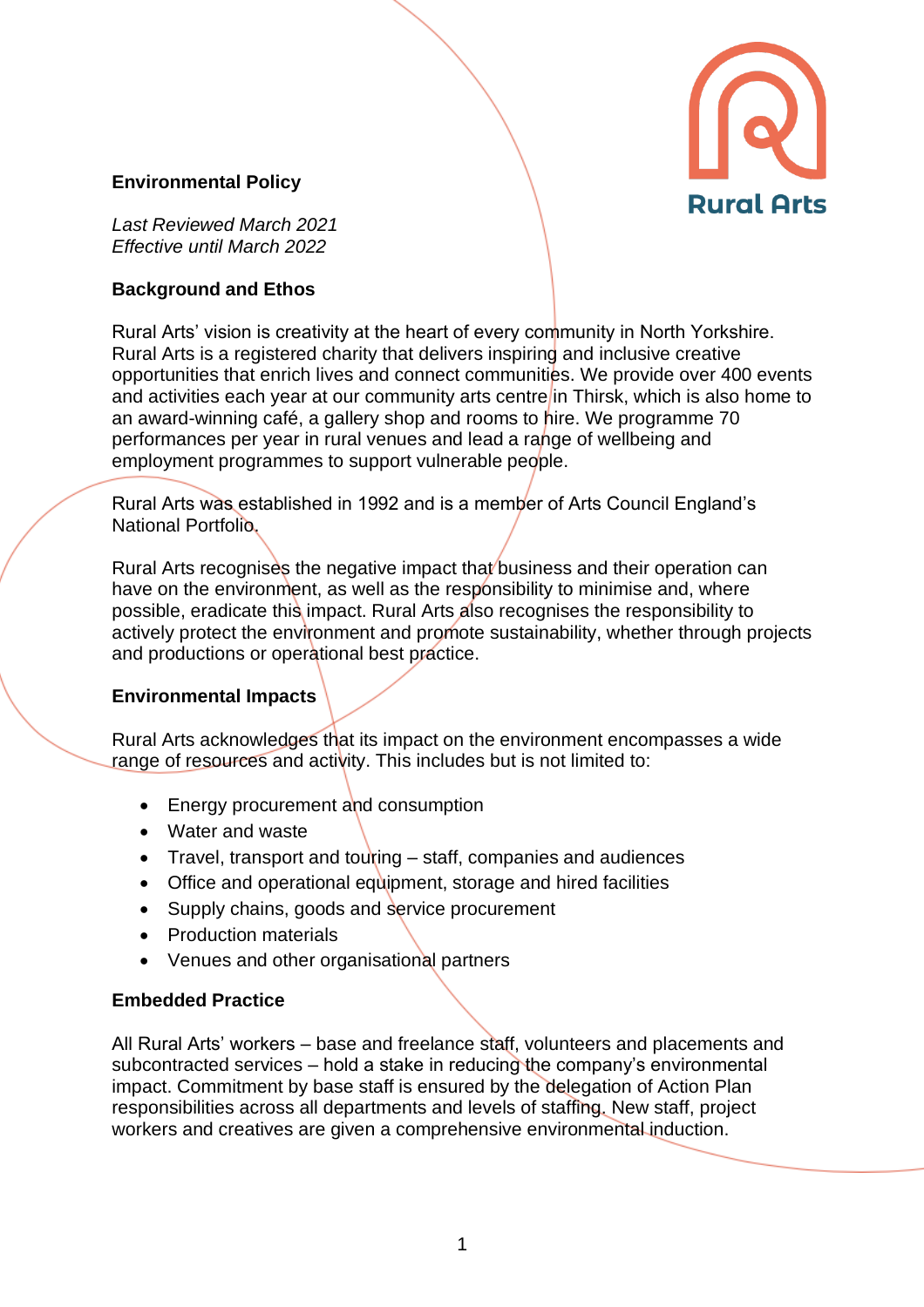# Environmental Policy

*Last Reviewed March 2021*
*Effective until March 2022*

## Background and Ethos

Rural Arts' vision is creativity at the heart of every community in North Yorkshire. Rural Arts is a registered charity that delivers inspiring and inclusive creative opportunities that enrich lives and connect communities. We provide over 400 events and activities each year at our community arts centre in Thirsk, which is also home to an award-winning café, a gallery shop and rooms to hire. We programme 70 performances per year in rural venues and lead a range of wellbeing and employment programmes to support vulnerable people.

Rural Arts was established in 1992 and is a member of Arts Council England's National Portfolio.

Rural Arts recognises the negative impact that business and their operation can have on the environment, as well as the responsibility to minimise and, where possible, eradicate this impact. Rural Arts also recognises the responsibility to actively protect the environment and promote sustainability, whether through projects and productions or operational best practice.

## Environmental Impacts

Rural Arts acknowledges that its impact on the environment encompasses a wide range of resources and activity. This includes but is not limited to:

- Energy procurement and consumption
- Water and waste
- Travel, transport and touring – staff, companies and audiences
- Office and operational equipment, storage and hired facilities
- Supply chains, goods and service procurement
- Production materials
- Venues and other organisational partners

## Embedded Practice

All Rural Arts' workers – base and freelance staff, volunteers and placements and subcontracted services – hold a stake in reducing the company's environmental impact. Commitment by base staff is ensured by the delegation of Action Plan responsibilities across all departments and levels of staffing. New staff, project workers and creatives are given a comprehensive environmental induction.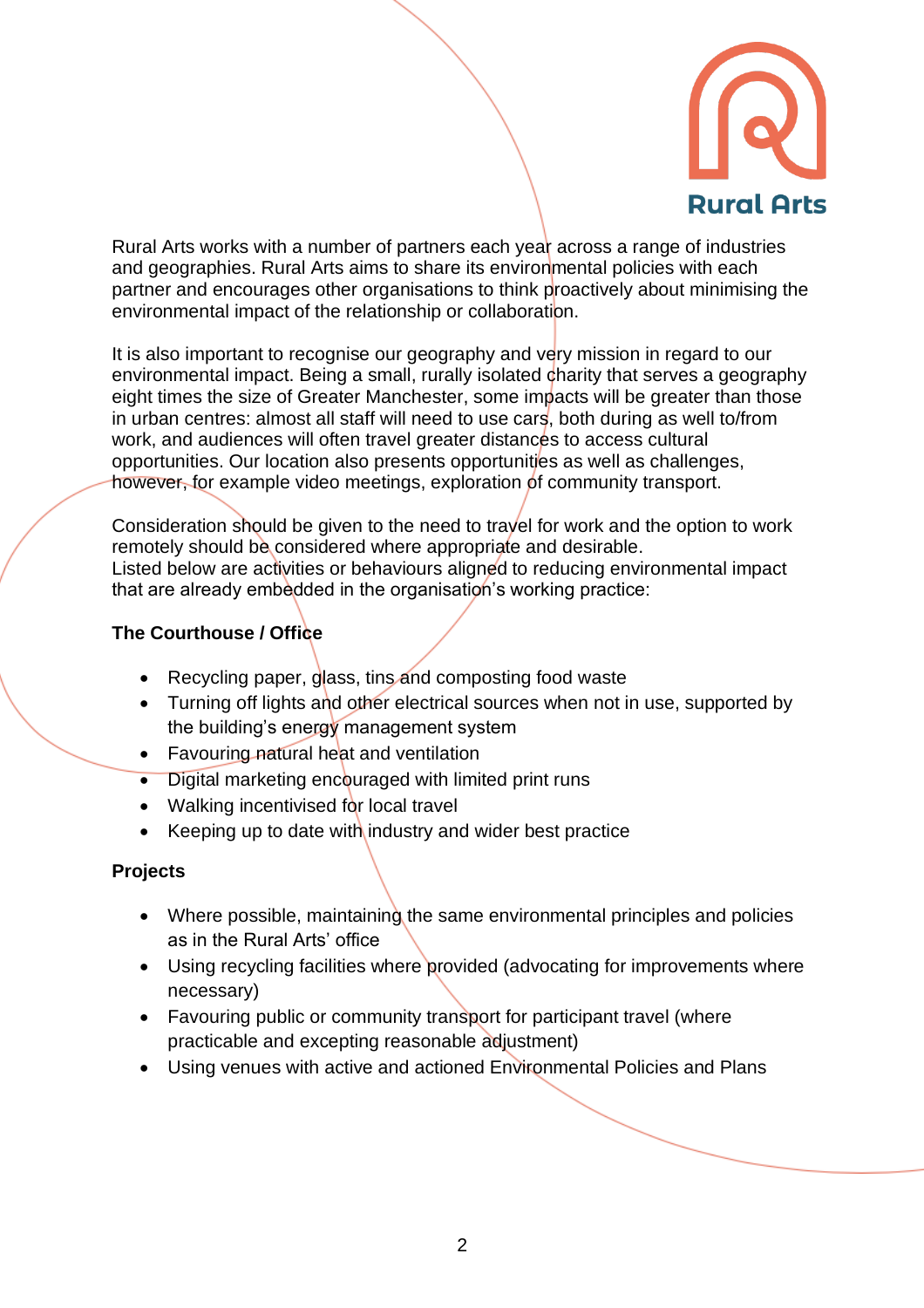Rural Arts works with a number of partners each year across a range of industries and geographies. Rural Arts aims to share its environmental policies with each partner and encourages other organisations to think proactively about minimising the environmental impact of the relationship or collaboration.

It is also important to recognise our geography and very mission in regard to our environmental impact. Being a small, rurally isolated charity that serves a geography eight times the size of Greater Manchester, some impacts will be greater than those in urban centres: almost all staff will need to use cars, both during as well to/from work, and audiences will often travel greater distances to access cultural opportunities. Our location also presents opportunities as well as challenges, however, for example video meetings, exploration of community transport.

Consideration should be given to the need to travel for work and the option to work remotely should be considered where appropriate and desirable.
Listed below are activities or behaviours aligned to reducing environmental impact that are already embedded in the organisation's working practice:

**The Courthouse / Office**

- Recycling paper, glass, tins and composting food waste
- Turning off lights and other electrical sources when not in use, supported by the building's energy management system
- Favouring natural heat and ventilation
- Digital marketing encouraged with limited print runs
- Walking incentivised for local travel
- Keeping up to date with industry and wider best practice

**Projects**

- Where possible, maintaining the same environmental principles and policies as in the Rural Arts' office
- Using recycling facilities where provided (advocating for improvements where necessary)
- Favouring public or community transport for participant travel (where practicable and excepting reasonable adjustment)
- Using venues with active and actioned Environmental Policies and Plans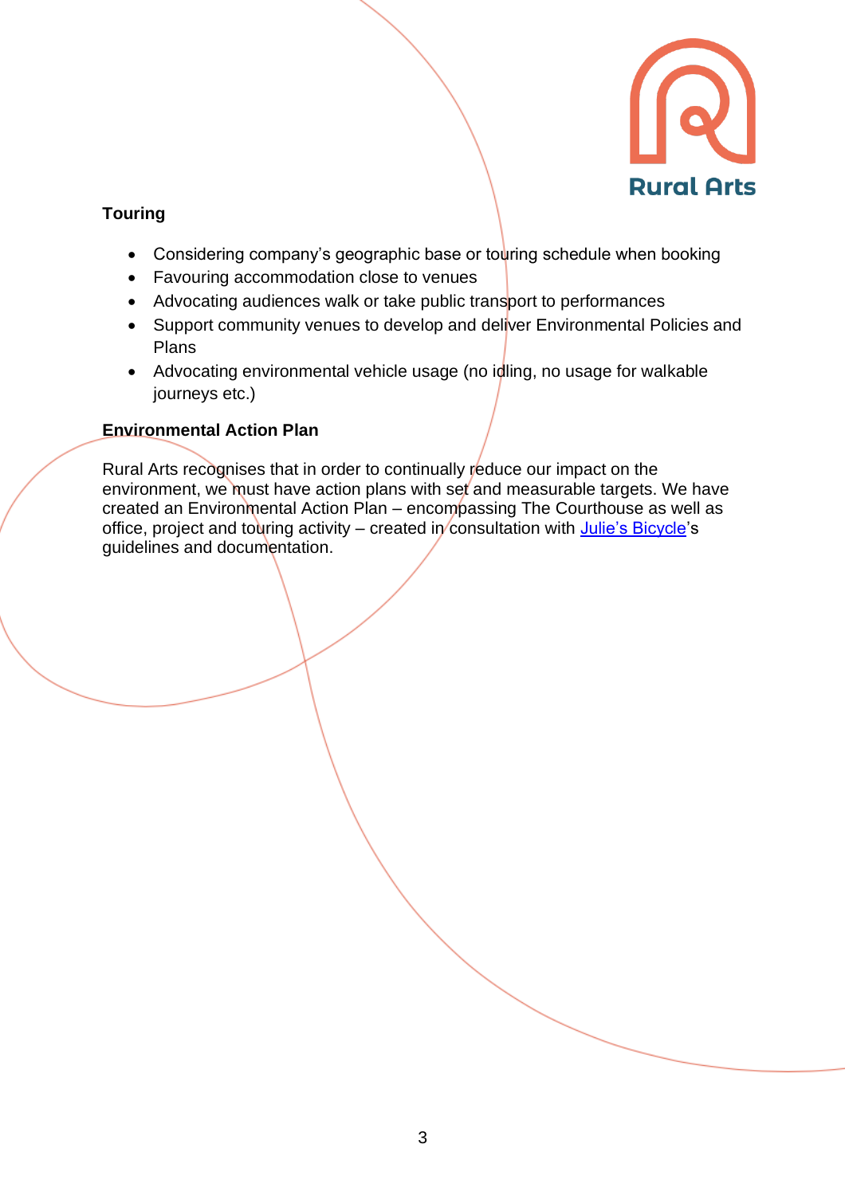**Touring**

- Considering company's geographic base or touring schedule when booking
- Favouring accommodation close to venues
- Advocating audiences walk or take public transport to performances
- Support community venues to develop and deliver Environmental Policies and Plans
- Advocating environmental vehicle usage (no idling, no usage for walkable journeys etc.)

**Environmental Action Plan**

Rural Arts recognises that in order to continually reduce our impact on the environment, we must have action plans with set and measurable targets. We have created an Environmental Action Plan – encompassing The Courthouse as well as office, project and touring activity – created in consultation with Julie's Bicycle's guidelines and documentation.